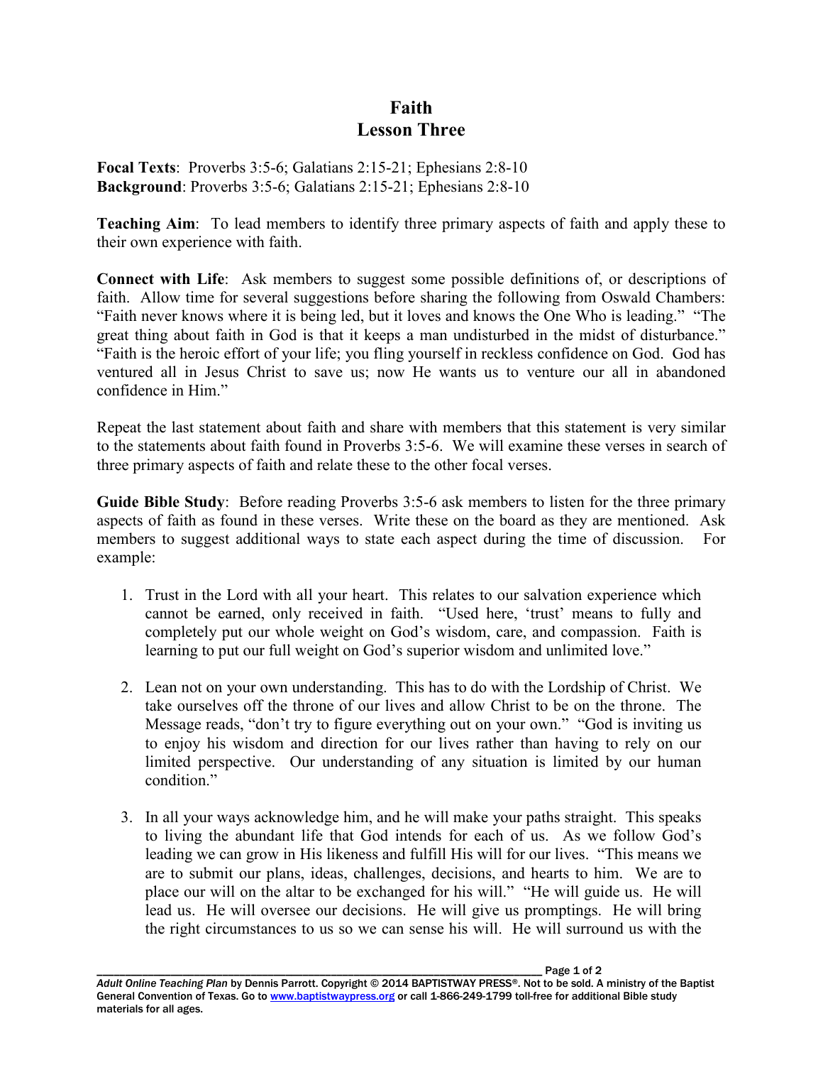# Faith
## Lesson Three

**Focal Texts**: Proverbs 3:5-6; Galatians 2:15-21; Ephesians 2:8-10
**Background**: Proverbs 3:5-6; Galatians 2:15-21; Ephesians 2:8-10

**Teaching Aim**: To lead members to identify three primary aspects of faith and apply these to their own experience with faith.

**Connect with Life**: Ask members to suggest some possible definitions of, or descriptions of faith. Allow time for several suggestions before sharing the following from Oswald Chambers: "Faith never knows where it is being led, but it loves and knows the One Who is leading." "The great thing about faith in God is that it keeps a man undisturbed in the midst of disturbance." "Faith is the heroic effort of your life; you fling yourself in reckless confidence on God. God has ventured all in Jesus Christ to save us; now He wants us to venture our all in abandoned confidence in Him."

Repeat the last statement about faith and share with members that this statement is very similar to the statements about faith found in Proverbs 3:5-6. We will examine these verses in search of three primary aspects of faith and relate these to the other focal verses.

**Guide Bible Study**: Before reading Proverbs 3:5-6 ask members to listen for the three primary aspects of faith as found in these verses. Write these on the board as they are mentioned. Ask members to suggest additional ways to state each aspect during the time of discussion. For example:

1. Trust in the Lord with all your heart. This relates to our salvation experience which cannot be earned, only received in faith. "Used here, 'trust' means to fully and completely put our whole weight on God's wisdom, care, and compassion. Faith is learning to put our full weight on God's superior wisdom and unlimited love."

2. Lean not on your own understanding. This has to do with the Lordship of Christ. We take ourselves off the throne of our lives and allow Christ to be on the throne. The Message reads, "don't try to figure everything out on your own." "God is inviting us to enjoy his wisdom and direction for our lives rather than having to rely on our limited perspective. Our understanding of any situation is limited by our human condition."

3. In all your ways acknowledge him, and he will make your paths straight. This speaks to living the abundant life that God intends for each of us. As we follow God's leading we can grow in His likeness and fulfill His will for our lives. "This means we are to submit our plans, ideas, challenges, decisions, and hearts to him. We are to place our will on the altar to be exchanged for his will." "He will guide us. He will lead us. He will oversee our decisions. He will give us promptings. He will bring the right circumstances to us so we can sense his will. He will surround us with the

*Adult Online Teaching Plan* by Dennis Parrott. Copyright © 2014 BAPTISTWAY PRESS®. Not to be sold. A ministry of the Baptist General Convention of Texas. Go to www.baptistwaypress.org or call 1-866-249-1799 toll-free for additional Bible study materials for all ages.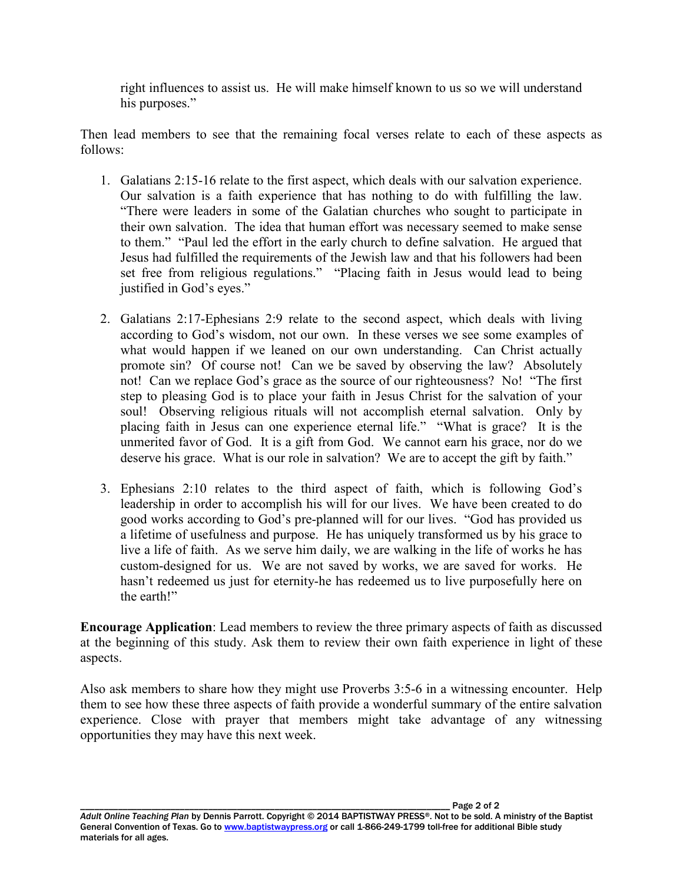right influences to assist us. He will make himself known to us so we will understand his purposes."

Then lead members to see that the remaining focal verses relate to each of these aspects as follows:

1. Galatians 2:15-16 relate to the first aspect, which deals with our salvation experience. Our salvation is a faith experience that has nothing to do with fulfilling the law. "There were leaders in some of the Galatian churches who sought to participate in their own salvation. The idea that human effort was necessary seemed to make sense to them." "Paul led the effort in the early church to define salvation. He argued that Jesus had fulfilled the requirements of the Jewish law and that his followers had been set free from religious regulations." "Placing faith in Jesus would lead to being justified in God's eyes."

2. Galatians 2:17-Ephesians 2:9 relate to the second aspect, which deals with living according to God's wisdom, not our own. In these verses we see some examples of what would happen if we leaned on our own understanding. Can Christ actually promote sin? Of course not! Can we be saved by observing the law? Absolutely not! Can we replace God's grace as the source of our righteousness? No! "The first step to pleasing God is to place your faith in Jesus Christ for the salvation of your soul! Observing religious rituals will not accomplish eternal salvation. Only by placing faith in Jesus can one experience eternal life." "What is grace? It is the unmerited favor of God. It is a gift from God. We cannot earn his grace, nor do we deserve his grace. What is our role in salvation? We are to accept the gift by faith."

3. Ephesians 2:10 relates to the third aspect of faith, which is following God's leadership in order to accomplish his will for our lives. We have been created to do good works according to God's pre-planned will for our lives. "God has provided us a lifetime of usefulness and purpose. He has uniquely transformed us by his grace to live a life of faith. As we serve him daily, we are walking in the life of works he has custom-designed for us. We are not saved by works, we are saved for works. He hasn't redeemed us just for eternity-he has redeemed us to live purposefully here on the earth!"

**Encourage Application**: Lead members to review the three primary aspects of faith as discussed at the beginning of this study. Ask them to review their own faith experience in light of these aspects.

Also ask members to share how they might use Proverbs 3:5-6 in a witnessing encounter. Help them to see how these three aspects of faith provide a wonderful summary of the entire salvation experience. Close with prayer that members might take advantage of any witnessing opportunities they may have this next week.

*Adult Online Teaching Plan* by Dennis Parrott. Copyright © 2014 BAPTISTWAY PRESS®. Not to be sold. A ministry of the Baptist General Convention of Texas. Go to www.baptistwaypress.org or call 1-866-249-1799 toll-free for additional Bible study materials for all ages.